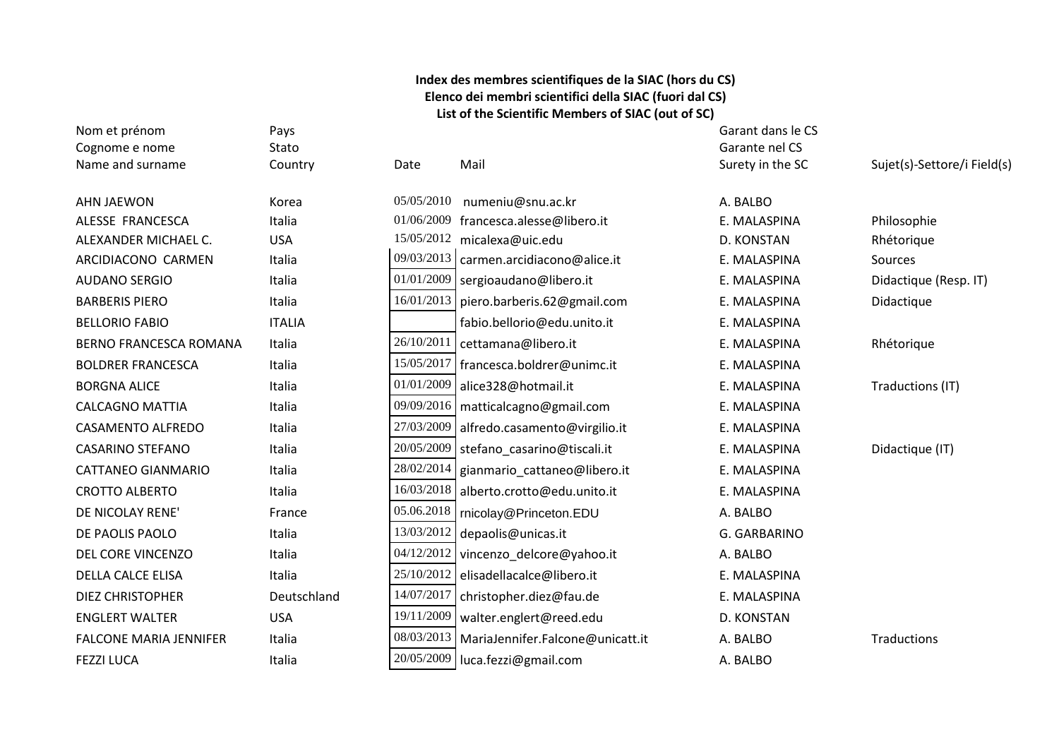**Index des membres scientifiques de la SIAC (hors du CS)**
**Elenco dei membri scientifici della SIAC (fuori dal CS)**
**List of the Scientific Members of SIAC (out of SC)**

| Nom et prénom<br>Cognome e nome<br>Name and surname | Pays<br>Stato<br>Country | Date | Mail | Garant dans le CS<br>Garante nel CS<br>Surety in the SC | Sujet(s)-Settore/i Field(s) |
|---|---|---|---|---|---|
| AHN JAEWON | Korea | 05/05/2010 | numeniu@snu.ac.kr | A. BALBO | |
| ALESSE FRANCESCA | Italia | 01/06/2009 | francesca.alesse@libero.it | E. MALASPINA | Philosophie |
| ALEXANDER MICHAEL C. | USA | 15/05/2012 | micalexa@uic.edu | D. KONSTAN | Rhétorique |
| ARCIDIACONO CARMEN | Italia | 09/03/2013 | carmen.arcidiacono@alice.it | E. MALASPINA | Sources |
| AUDANO SERGIO | Italia | 01/01/2009 | sergioaudano@libero.it | E. MALASPINA | Didactique (Resp. IT) |
| BARBERIS PIERO | Italia | 16/01/2013 | piero.barberis.62@gmail.com | E. MALASPINA | Didactique |
| BELLORIO FABIO | ITALIA | | fabio.bellorio@edu.unito.it | E. MALASPINA | |
| BERNO FRANCESCA ROMANA | Italia | 26/10/2011 | cettamana@libero.it | E. MALASPINA | Rhétorique |
| BOLDRER FRANCESCA | Italia | 15/05/2017 | francesca.boldrer@unimc.it | E. MALASPINA | |
| BORGNA ALICE | Italia | 01/01/2009 | alice328@hotmail.it | E. MALASPINA | Traductions (IT) |
| CALCAGNO MATTIA | Italia | 09/09/2016 | matticalcagno@gmail.com | E. MALASPINA | |
| CASAMENTO ALFREDO | Italia | 27/03/2009 | alfredo.casamento@virgilio.it | E. MALASPINA | |
| CASARINO STEFANO | Italia | 20/05/2009 | stefano_casarino@tiscali.it | E. MALASPINA | Didactique (IT) |
| CATTANEO GIANMARIO | Italia | 28/02/2014 | gianmario_cattaneo@libero.it | E. MALASPINA | |
| CROTTO ALBERTO | Italia | 16/03/2018 | alberto.crotto@edu.unito.it | E. MALASPINA | |
| DE NICOLAY RENE' | France | 05.06.2018 | rnicolay@Princeton.EDU | A. BALBO | |
| DE PAOLIS PAOLO | Italia | 13/03/2012 | depaolis@unicas.it | G. GARBARINO | |
| DEL CORE VINCENZO | Italia | 04/12/2012 | vincenzo_delcore@yahoo.it | A. BALBO | |
| DELLA CALCE ELISA | Italia | 25/10/2012 | elisadellacalce@libero.it | E. MALASPINA | |
| DIEZ CHRISTOPHER | Deutschland | 14/07/2017 | christopher.diez@fau.de | E. MALASPINA | |
| ENGLERT WALTER | USA | 19/11/2009 | walter.englert@reed.edu | D. KONSTAN | |
| FALCONE MARIA JENNIFER | Italia | 08/03/2013 | MariaJennifer.Falcone@unicatt.it | A. BALBO | Traductions |
| FEZZI LUCA | Italia | 20/05/2009 | luca.fezzi@gmail.com | A. BALBO | |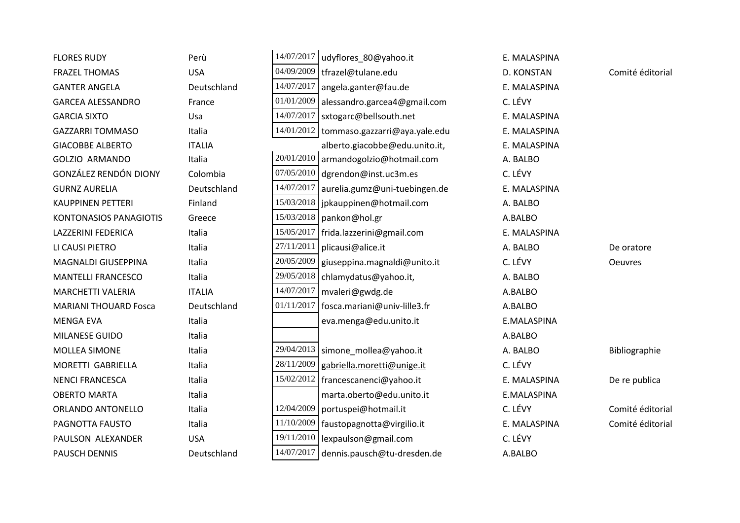| | | | | | |
|---|---|---|---|---|---|
| FLORES RUDY | Perù | 14/07/2017 | udyflores_80@yahoo.it | E. MALASPINA | |
| FRAZEL THOMAS | USA | 04/09/2009 | tfrazel@tulane.edu | D. KONSTAN | Comité éditorial |
| GANTER ANGELA | Deutschland | 14/07/2017 | angela.ganter@fau.de | E. MALASPINA | |
| GARCEA ALESSANDRO | France | 01/01/2009 | alessandro.garcea4@gmail.com | C. LÉVY | |
| GARCIA SIXTO | Usa | 14/07/2017 | sxtogarc@bellsouth.net | E. MALASPINA | |
| GAZZARRI TOMMASO | Italia | 14/01/2012 | tommaso.gazzarri@aya.yale.edu | E. MALASPINA | |
| GIACOBBE ALBERTO | ITALIA | | alberto.giacobbe@edu.unito.it, | E. MALASPINA | |
| GOLZIO ARMANDO | Italia | 20/01/2010 | armandogolzio@hotmail.com | A. BALBO | |
| GONZÁLEZ RENDÓN DIONY | Colombia | 07/05/2010 | dgrendon@inst.uc3m.es | C. LÉVY | |
| GURNZ AURELIA | Deutschland | 14/07/2017 | aurelia.gumz@uni-tuebingen.de | E. MALASPINA | |
| KAUPPINEN PETTERI | Finland | 15/03/2018 | jpkauppinen@hotmail.com | A. BALBO | |
| KONTONASIOS PANAGIOTIS | Greece | 15/03/2018 | pankon@hol.gr | A.BALBO | |
| LAZZERINI FEDERICA | Italia | 15/05/2017 | frida.lazzerini@gmail.com | E. MALASPINA | |
| LI CAUSI PIETRO | Italia | 27/11/2011 | plicausi@alice.it | A. BALBO | De oratore |
| MAGNALDI GIUSEPPINA | Italia | 20/05/2009 | giuseppina.magnaldi@unito.it | C. LÉVY | Oeuvres |
| MANTELLI FRANCESCO | Italia | 29/05/2018 | chlamydatus@yahoo.it, | A. BALBO | |
| MARCHETTI VALERIA | ITALIA | 14/07/2017 | mvaleri@gwdg.de | A.BALBO | |
| MARIANI THOUARD Fosca | Deutschland | 01/11/2017 | fosca.mariani@univ-lille3.fr | A.BALBO | |
| MENGA EVA | Italia | | eva.menga@edu.unito.it | E.MALASPINA | |
| MILANESE GUIDO | Italia | | | A.BALBO | |
| MOLLEA SIMONE | Italia | 29/04/2013 | simone_mollea@yahoo.it | A. BALBO | Bibliographie |
| MORETTI GABRIELLA | Italia | 28/11/2009 | gabriella.moretti@unige.it | C. LÉVY | |
| NENCI FRANCESCA | Italia | 15/02/2012 | francescanenci@yahoo.it | E. MALASPINA | De re publica |
| OBERTO MARTA | Italia | | marta.oberto@edu.unito.it | E.MALASPINA | |
| ORLANDO ANTONELLO | Italia | 12/04/2009 | portuspei@hotmail.it | C. LÉVY | Comité éditorial |
| PAGNOTTA FAUSTO | Italia | 11/10/2009 | faustopagnotta@virgilio.it | E. MALASPINA | Comité éditorial |
| PAULSON ALEXANDER | USA | 19/11/2010 | lexpaulson@gmail.com | C. LÉVY | |
| PAUSCH DENNIS | Deutschland | 14/07/2017 | dennis.pausch@tu-dresden.de | A.BALBO | |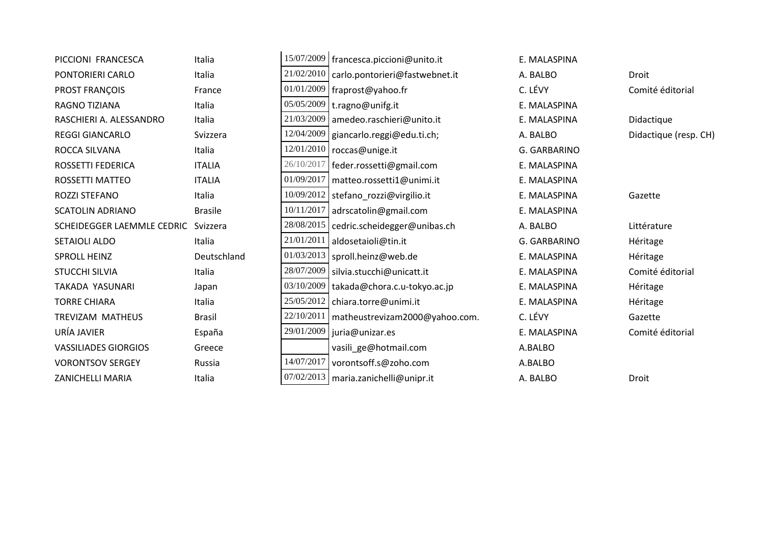| | | | | | |
|---|---|---|---|---|---|
| PICCIONI  FRANCESCA | Italia | 15/07/2009 | francesca.piccioni@unito.it | E. MALASPINA | |
| PONTORIERI CARLO | Italia | 21/02/2010 | carlo.pontorieri@fastwebnet.it | A. BALBO | Droit |
| PROST FRANÇOIS | France | 01/01/2009 | fraprost@yahoo.fr | C. LÉVY | Comité éditorial |
| RAGNO TIZIANA | Italia | 05/05/2009 | t.ragno@unifg.it | E. MALASPINA | |
| RASCHIERI A. ALESSANDRO | Italia | 21/03/2009 | amedeo.raschieri@unito.it | E. MALASPINA | Didactique |
| REGGI GIANCARLO | Svizzera | 12/04/2009 | giancarlo.reggi@edu.ti.ch; | A. BALBO | Didactique (resp. CH) |
| ROCCA SILVANA | Italia | 12/01/2010 | roccas@unige.it | G. GARBARINO | |
| ROSSETTI FEDERICA | ITALIA | 26/10/2017 | feder.rossetti@gmail.com | E. MALASPINA | |
| ROSSETTI MATTEO | ITALIA | 01/09/2017 | matteo.rossetti1@unimi.it | E. MALASPINA | |
| ROZZI STEFANO | Italia | 10/09/2012 | stefano_rozzi@virgilio.it | E. MALASPINA | Gazette |
| SCATOLIN ADRIANO | Brasile | 10/11/2017 | adrscatolin@gmail.com | E. MALASPINA | |
| SCHEIDEGGER LAEMMLE CEDRIC | Svizzera | 28/08/2015 | cedric.scheidegger@unibas.ch | A. BALBO | Littérature |
| SETAIOLI ALDO | Italia | 21/01/2011 | aldosetaioli@tin.it | G. GARBARINO | Héritage |
| SPROLL HEINZ | Deutschland | 01/03/2013 | sproll.heinz@web.de | E. MALASPINA | Héritage |
| STUCCHI SILVIA | Italia | 28/07/2009 | silvia.stucchi@unicatt.it | E. MALASPINA | Comité éditorial |
| TAKADA  YASUNARI | Japan | 03/10/2009 | takada@chora.c.u-tokyo.ac.jp | E. MALASPINA | Héritage |
| TORRE CHIARA | Italia | 25/05/2012 | chiara.torre@unimi.it | E. MALASPINA | Héritage |
| TREVIZAM  MATHEUS | Brasil | 22/10/2011 | matheustrevizam2000@yahoo.com. | C. LÉVY | Gazette |
| URÍA JAVIER | España | 29/01/2009 | juria@unizar.es | E. MALASPINA | Comité éditorial |
| VASSILIADES GIORGIOS | Greece | | vasili_ge@hotmail.com | A.BALBO | |
| VORONTSOV SERGEY | Russia | 14/07/2017 | vorontsoff.s@zoho.com | A.BALBO | |
| ZANICHELLI MARIA | Italia | 07/02/2013 | maria.zanichelli@unipr.it | A. BALBO | Droit |